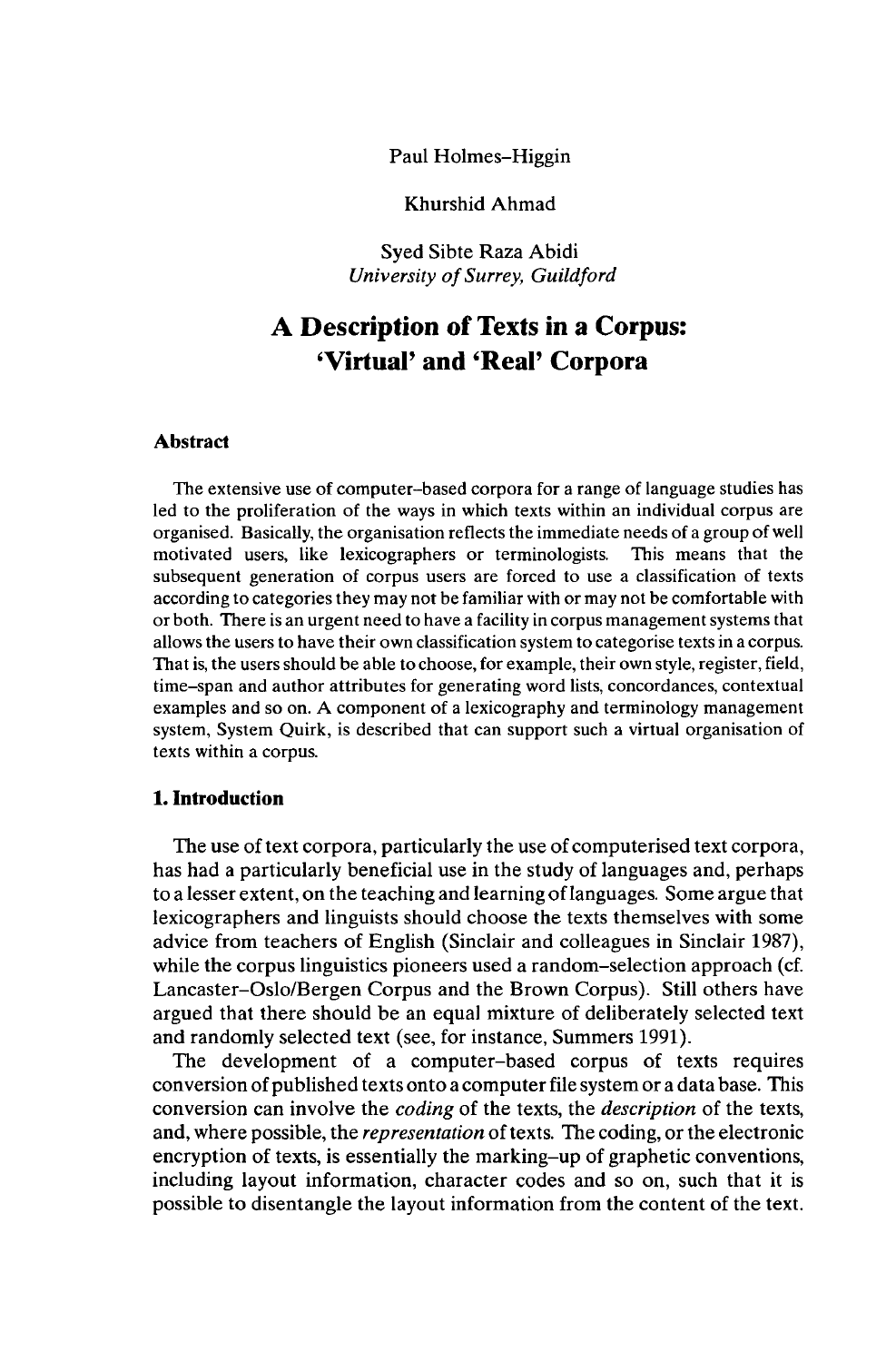Paul Holmes–Higgin

Khurshid Ahmad

Syed Sibte Raza Abidi
*University of Surrey, Guildford*

# A Description of Texts in a Corpus: 'Virtual' and 'Real' Corpora

## Abstract

The extensive use of computer–based corpora for a range of language studies has led to the proliferation of the ways in which texts within an individual corpus are organised. Basically, the organisation reflects the immediate needs of a group of well motivated users, like lexicographers or terminologists. This means that the subsequent generation of corpus users are forced to use a classification of texts according to categories they may not be familiar with or may not be comfortable with or both. There is an urgent need to have a facility in corpus management systems that allows the users to have their own classification system to categorise texts in a corpus. That is, the users should be able to choose, for example, their own style, register, field, time–span and author attributes for generating word lists, concordances, contextual examples and so on. A component of a lexicography and terminology management system, System Quirk, is described that can support such a virtual organisation of texts within a corpus.

## 1. Introduction

The use of text corpora, particularly the use of computerised text corpora, has had a particularly beneficial use in the study of languages and, perhaps to a lesser extent, on the teaching and learning of languages. Some argue that lexicographers and linguists should choose the texts themselves with some advice from teachers of English (Sinclair and colleagues in Sinclair 1987), while the corpus linguistics pioneers used a random–selection approach (cf. Lancaster–Oslo/Bergen Corpus and the Brown Corpus). Still others have argued that there should be an equal mixture of deliberately selected text and randomly selected text (see, for instance, Summers 1991).

The development of a computer–based corpus of texts requires conversion of published texts onto a computer file system or a data base. This conversion can involve the *coding* of the texts, the *description* of the texts, and, where possible, the *representation* of texts. The coding, or the electronic encryption of texts, is essentially the marking–up of graphetic conventions, including layout information, character codes and so on, such that it is possible to disentangle the layout information from the content of the text.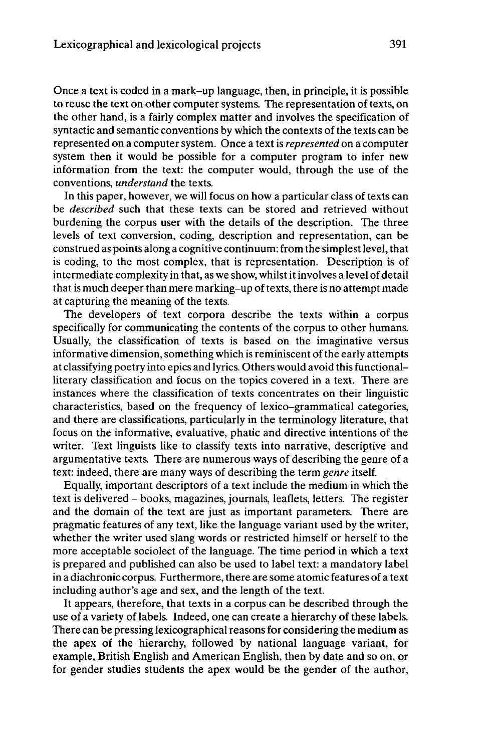Once a text is coded in a mark–up language, then, in principle, it is possible to reuse the text on other computer systems. The representation of texts, on the other hand, is a fairly complex matter and involves the specification of syntactic and semantic conventions by which the contexts of the texts can be represented on a computer system. Once a text is *represented* on a computer system then it would be possible for a computer program to infer new information from the text: the computer would, through the use of the conventions, *understand* the texts.

In this paper, however, we will focus on how a particular class of texts can be *described* such that these texts can be stored and retrieved without burdening the corpus user with the details of the description. The three levels of text conversion, coding, description and representation, can be construed as points along a cognitive continuum: from the simplest level, that is coding, to the most complex, that is representation. Description is of intermediate complexity in that, as we show, whilst it involves a level of detail that is much deeper than mere marking–up of texts, there is no attempt made at capturing the meaning of the texts.

The developers of text corpora describe the texts within a corpus specifically for communicating the contents of the corpus to other humans. Usually, the classification of texts is based on the imaginative versus informative dimension, something which is reminiscent of the early attempts at classifying poetry into epics and lyrics. Others would avoid this functional–literary classification and focus on the topics covered in a text. There are instances where the classification of texts concentrates on their linguistic characteristics, based on the frequency of lexico–grammatical categories, and there are classifications, particularly in the terminology literature, that focus on the informative, evaluative, phatic and directive intentions of the writer. Text linguists like to classify texts into narrative, descriptive and argumentative texts. There are numerous ways of describing the genre of a text: indeed, there are many ways of describing the term *genre* itself.

Equally, important descriptors of a text include the medium in which the text is delivered – books, magazines, journals, leaflets, letters. The register and the domain of the text are just as important parameters. There are pragmatic features of any text, like the language variant used by the writer, whether the writer used slang words or restricted himself or herself to the more acceptable sociolect of the language. The time period in which a text is prepared and published can also be used to label text: a mandatory label in a diachronic corpus. Furthermore, there are some atomic features of a text including author's age and sex, and the length of the text.

It appears, therefore, that texts in a corpus can be described through the use of a variety of labels. Indeed, one can create a hierarchy of these labels. There can be pressing lexicographical reasons for considering the medium as the apex of the hierarchy, followed by national language variant, for example, British English and American English, then by date and so on, or for gender studies students the apex would be the gender of the author,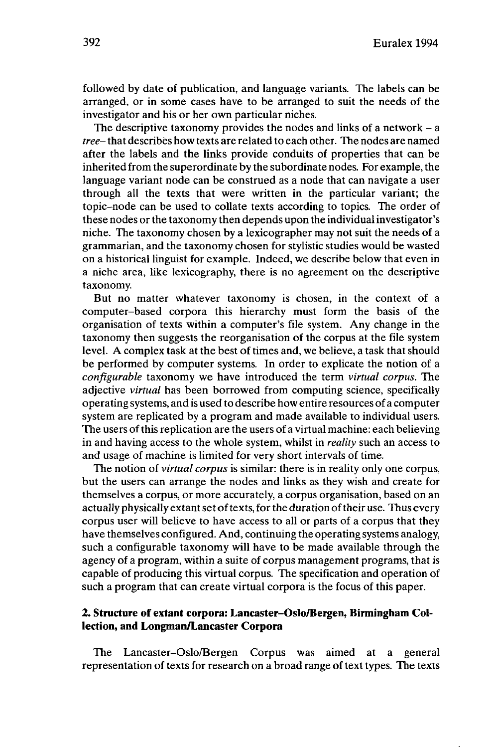followed by date of publication, and language variants. The labels can be arranged, or in some cases have to be arranged to suit the needs of the investigator and his or her own particular niches.

The descriptive taxonomy provides the nodes and links of a network – a *tree*– that describes how texts are related to each other. The nodes are named after the labels and the links provide conduits of properties that can be inherited from the superordinate by the subordinate nodes. For example, the language variant node can be construed as a node that can navigate a user through all the texts that were written in the particular variant; the topic–node can be used to collate texts according to topics. The order of these nodes or the taxonomy then depends upon the individual investigator's niche. The taxonomy chosen by a lexicographer may not suit the needs of a grammarian, and the taxonomy chosen for stylistic studies would be wasted on a historical linguist for example. Indeed, we describe below that even in a niche area, like lexicography, there is no agreement on the descriptive taxonomy.

But no matter whatever taxonomy is chosen, in the context of a computer–based corpora this hierarchy must form the basis of the organisation of texts within a computer's file system. Any change in the taxonomy then suggests the reorganisation of the corpus at the file system level. A complex task at the best of times and, we believe, a task that should be performed by computer systems. In order to explicate the notion of a *configurable* taxonomy we have introduced the term *virtual corpus*. The adjective *virtual* has been borrowed from computing science, specifically operating systems, and is used to describe how entire resources of a computer system are replicated by a program and made available to individual users. The users of this replication are the users of a virtual machine: each believing in and having access to the whole system, whilst in *reality* such an access to and usage of machine is limited for very short intervals of time.

The notion of *virtual corpus* is similar: there is in reality only one corpus, but the users can arrange the nodes and links as they wish and create for themselves a corpus, or more accurately, a corpus organisation, based on an actually physically extant set of texts, for the duration of their use. Thus every corpus user will believe to have access to all or parts of a corpus that they have themselves configured. And, continuing the operating systems analogy, such a configurable taxonomy will have to be made available through the agency of a program, within a suite of corpus management programs, that is capable of producing this virtual corpus. The specification and operation of such a program that can create virtual corpora is the focus of this paper.

## 2. Structure of extant corpora: Lancaster–Oslo/Bergen, Birmingham Collection, and Longman/Lancaster Corpora

The Lancaster–Oslo/Bergen Corpus was aimed at a general representation of texts for research on a broad range of text types. The texts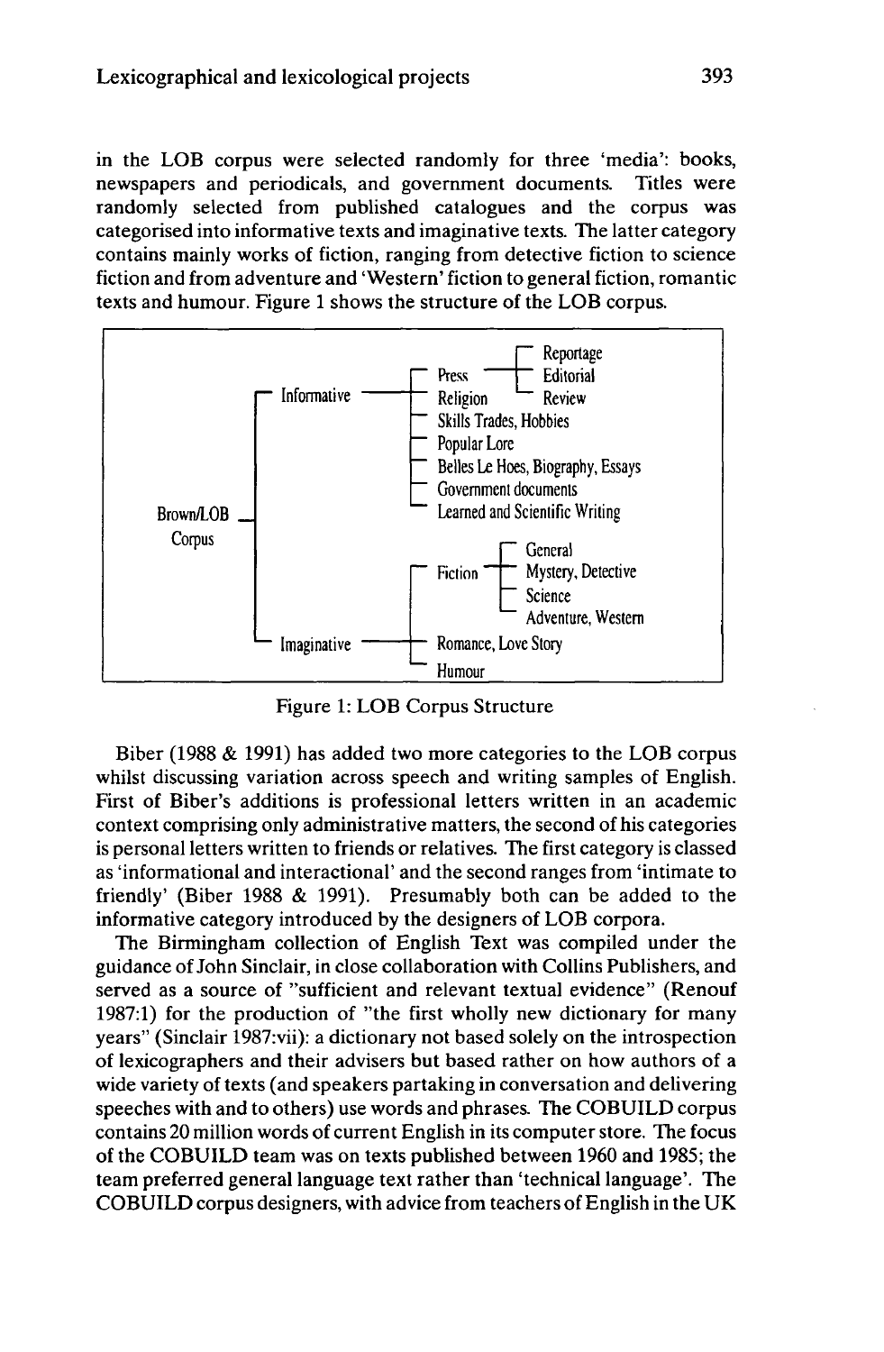in the LOB corpus were selected randomly for three 'media': books, newspapers and periodicals, and government documents. Titles were randomly selected from published catalogues and the corpus was categorised into informative texts and imaginative texts. The latter category contains mainly works of fiction, ranging from detective fiction to science fiction and from adventure and 'Western' fiction to general fiction, romantic texts and humour. Figure 1 shows the structure of the LOB corpus.

```
                                          ┌ Reportage
                              ┌ Press ────┼ Editorial
          ┌ Informative ──────┼ Religion  └ Review
          │                   ├ Skills Trades, Hobbies
          │                   ├ Popular Lore
          │                   ├ Belles Le Hoes, Biography, Essays
          │                   ├ Government documents
Brown/LOB ┤                   └ Learned and Scientific Writing
Corpus    │
          │                               ┌ General
          │                   ┌ Fiction ──┼ Mystery, Detective
          │                   │           ├ Science
          │                   │           └ Adventure, Western
          └ Imaginative ──────┼ Romance, Love Story
                              └ Humour
```

Figure 1: LOB Corpus Structure

Biber (1988 & 1991) has added two more categories to the LOB corpus whilst discussing variation across speech and writing samples of English. First of Biber's additions is professional letters written in an academic context comprising only administrative matters, the second of his categories is personal letters written to friends or relatives. The first category is classed as 'informational and interactional' and the second ranges from 'intimate to friendly' (Biber 1988 & 1991). Presumably both can be added to the informative category introduced by the designers of LOB corpora.

The Birmingham collection of English Text was compiled under the guidance of John Sinclair, in close collaboration with Collins Publishers, and served as a source of "sufficient and relevant textual evidence" (Renouf 1987:1) for the production of "the first wholly new dictionary for many years" (Sinclair 1987:vii): a dictionary not based solely on the introspection of lexicographers and their advisers but based rather on how authors of a wide variety of texts (and speakers partaking in conversation and delivering speeches with and to others) use words and phrases. The COBUILD corpus contains 20 million words of current English in its computer store. The focus of the COBUILD team was on texts published between 1960 and 1985; the team preferred general language text rather than 'technical language'. The COBUILD corpus designers, with advice from teachers of English in the UK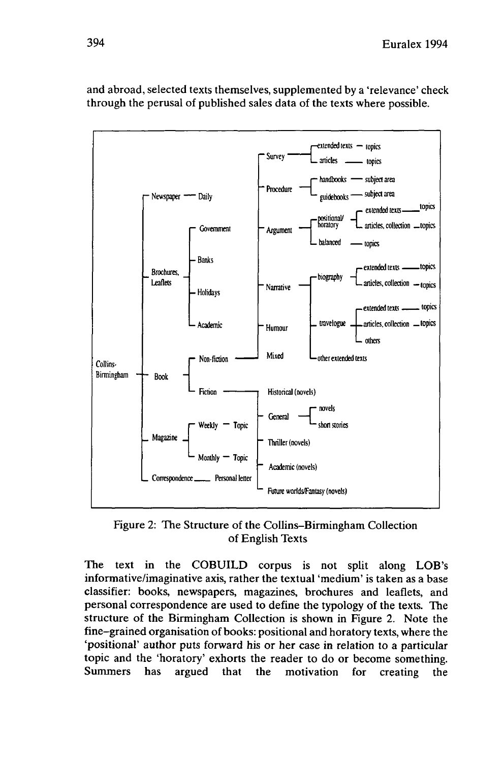and abroad, selected texts themselves, supplemented by a 'relevance' check through the perusal of published sales data of the texts where possible.

- Collins-Birmingham
  - Newspaper — Daily
  - Brochures, Leaflets
    - Government
    - Banks
    - Holidays
    - Academic
  - Book
    - Non-fiction
      - Survey
        - extended texts — topics
        - articles — topics
      - Procedure
        - handbooks — subject area
        - guidebooks — subject area
      - Argument
        - positional/horatory
          - extended texts — topics
          - articles, collection — topics
        - balanced — topics
      - Narrative
        - biography
          - extended texts — topics
          - articles, collection — topics
        - travelogue
          - extended texts — topics
          - articles, collection — topics
          - others
        - other extended texts
      - Humour
      - Mixed
    - Fiction
      - Historical (novels)
      - General
        - novels
        - short stories
      - Thriller (novels)
      - Academic (novels)
      - Future worlds/Fantasy (novels)
  - Magazine
    - Weekly — Topic
    - Monthly — Topic
  - Correspondence — Personal letter

Figure 2: The Structure of the Collins–Birmingham Collection of English Texts

The text in the COBUILD corpus is not split along LOB's informative/imaginative axis, rather the textual 'medium' is taken as a base classifier: books, newspapers, magazines, brochures and leaflets, and personal correspondence are used to define the typology of the texts. The structure of the Birmingham Collection is shown in Figure 2. Note the fine-grained organisation of books: positional and horatory texts, where the 'positional' author puts forward his or her case in relation to a particular topic and the 'horatory' exhorts the reader to do or become something. Summers has argued that the motivation for creating the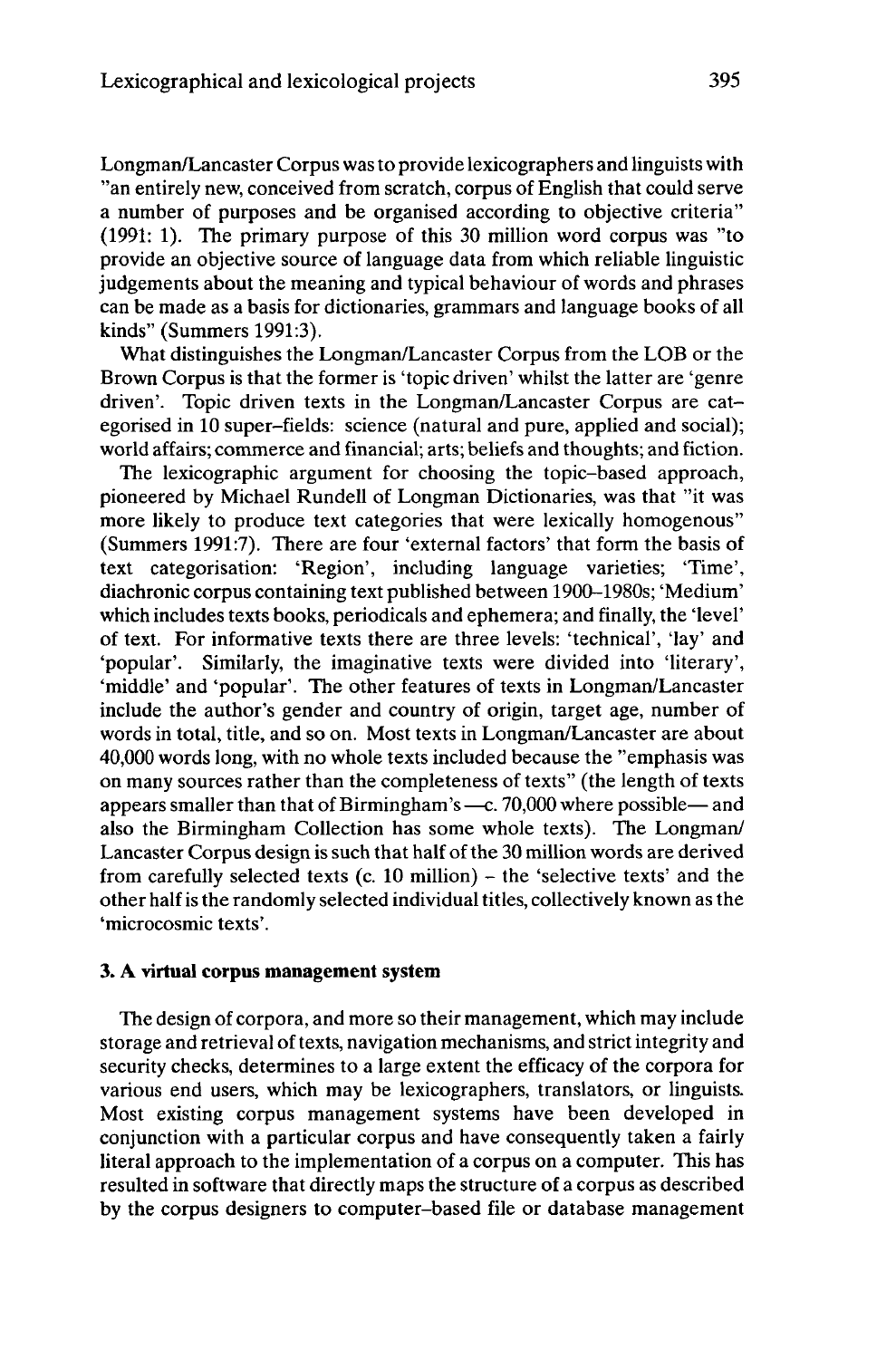Longman/Lancaster Corpus was to provide lexicographers and linguists with "an entirely new, conceived from scratch, corpus of English that could serve a number of purposes and be organised according to objective criteria" (1991: 1). The primary purpose of this 30 million word corpus was "to provide an objective source of language data from which reliable linguistic judgements about the meaning and typical behaviour of words and phrases can be made as a basis for dictionaries, grammars and language books of all kinds" (Summers 1991:3).

What distinguishes the Longman/Lancaster Corpus from the LOB or the Brown Corpus is that the former is 'topic driven' whilst the latter are 'genre driven'. Topic driven texts in the Longman/Lancaster Corpus are categorised in 10 super–fields: science (natural and pure, applied and social); world affairs; commerce and financial; arts; beliefs and thoughts; and fiction.

The lexicographic argument for choosing the topic–based approach, pioneered by Michael Rundell of Longman Dictionaries, was that "it was more likely to produce text categories that were lexically homogenous" (Summers 1991:7). There are four 'external factors' that form the basis of text categorisation: 'Region', including language varieties; 'Time', diachronic corpus containing text published between 1900–1980s; 'Medium' which includes texts books, periodicals and ephemera; and finally, the 'level' of text. For informative texts there are three levels: 'technical', 'lay' and 'popular'. Similarly, the imaginative texts were divided into 'literary', 'middle' and 'popular'. The other features of texts in Longman/Lancaster include the author's gender and country of origin, target age, number of words in total, title, and so on. Most texts in Longman/Lancaster are about 40,000 words long, with no whole texts included because the "emphasis was on many sources rather than the completeness of texts" (the length of texts appears smaller than that of Birmingham's —c. 70,000 where possible— and also the Birmingham Collection has some whole texts). The Longman/Lancaster Corpus design is such that half of the 30 million words are derived from carefully selected texts (c. 10 million) – the 'selective texts' and the other half is the randomly selected individual titles, collectively known as the 'microcosmic texts'.

### 3. A virtual corpus management system

The design of corpora, and more so their management, which may include storage and retrieval of texts, navigation mechanisms, and strict integrity and security checks, determines to a large extent the efficacy of the corpora for various end users, which may be lexicographers, translators, or linguists. Most existing corpus management systems have been developed in conjunction with a particular corpus and have consequently taken a fairly literal approach to the implementation of a corpus on a computer. This has resulted in software that directly maps the structure of a corpus as described by the corpus designers to computer–based file or database management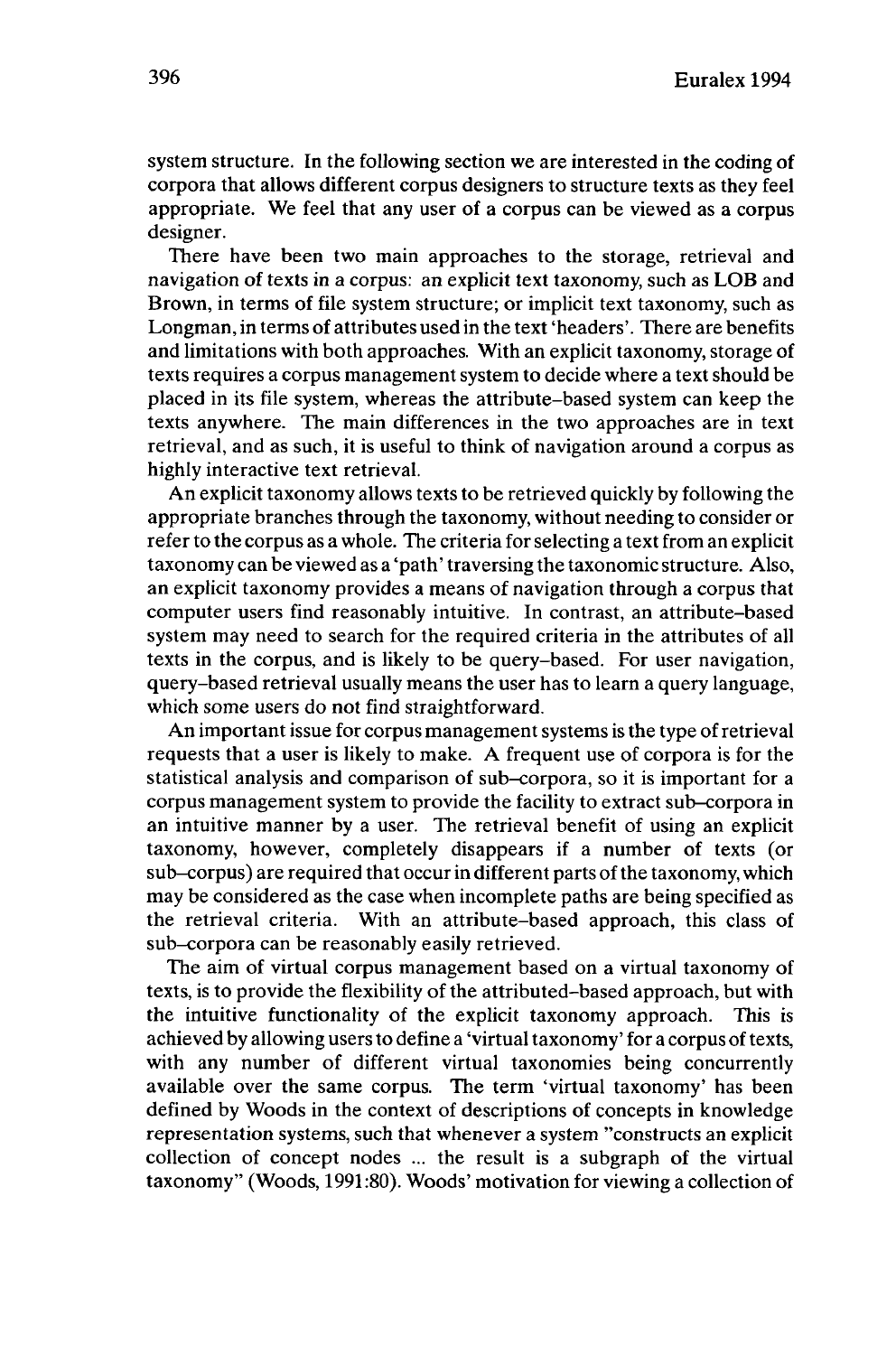system structure. In the following section we are interested in the coding of corpora that allows different corpus designers to structure texts as they feel appropriate. We feel that any user of a corpus can be viewed as a corpus designer.

There have been two main approaches to the storage, retrieval and navigation of texts in a corpus: an explicit text taxonomy, such as LOB and Brown, in terms of file system structure; or implicit text taxonomy, such as Longman, in terms of attributes used in the text 'headers'. There are benefits and limitations with both approaches. With an explicit taxonomy, storage of texts requires a corpus management system to decide where a text should be placed in its file system, whereas the attribute–based system can keep the texts anywhere. The main differences in the two approaches are in text retrieval, and as such, it is useful to think of navigation around a corpus as highly interactive text retrieval.

An explicit taxonomy allows texts to be retrieved quickly by following the appropriate branches through the taxonomy, without needing to consider or refer to the corpus as a whole. The criteria for selecting a text from an explicit taxonomy can be viewed as a 'path' traversing the taxonomic structure. Also, an explicit taxonomy provides a means of navigation through a corpus that computer users find reasonably intuitive. In contrast, an attribute–based system may need to search for the required criteria in the attributes of all texts in the corpus, and is likely to be query–based. For user navigation, query–based retrieval usually means the user has to learn a query language, which some users do not find straightforward.

An important issue for corpus management systems is the type of retrieval requests that a user is likely to make. A frequent use of corpora is for the statistical analysis and comparison of sub–corpora, so it is important for a corpus management system to provide the facility to extract sub–corpora in an intuitive manner by a user. The retrieval benefit of using an explicit taxonomy, however, completely disappears if a number of texts (or sub–corpus) are required that occur in different parts of the taxonomy, which may be considered as the case when incomplete paths are being specified as the retrieval criteria. With an attribute–based approach, this class of sub–corpora can be reasonably easily retrieved.

The aim of virtual corpus management based on a virtual taxonomy of texts, is to provide the flexibility of the attributed–based approach, but with the intuitive functionality of the explicit taxonomy approach. This is achieved by allowing users to define a 'virtual taxonomy' for a corpus of texts, with any number of different virtual taxonomies being concurrently available over the same corpus. The term 'virtual taxonomy' has been defined by Woods in the context of descriptions of concepts in knowledge representation systems, such that whenever a system "constructs an explicit collection of concept nodes ... the result is a subgraph of the virtual taxonomy" (Woods, 1991:80). Woods' motivation for viewing a collection of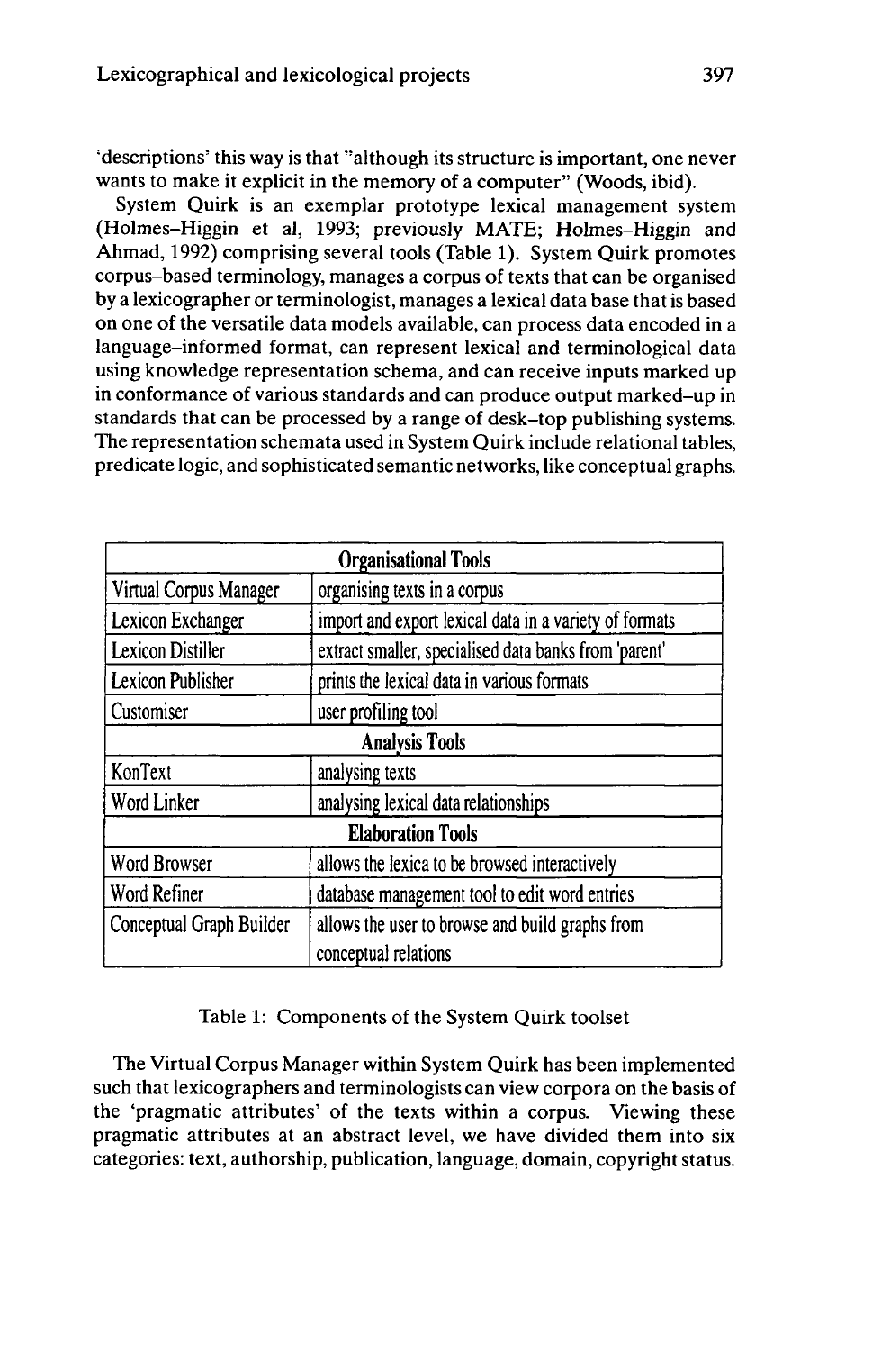'descriptions' this way is that "although its structure is important, one never wants to make it explicit in the memory of a computer" (Woods, ibid).

System Quirk is an exemplar prototype lexical management system (Holmes–Higgin et al, 1993; previously MATE; Holmes–Higgin and Ahmad, 1992) comprising several tools (Table 1). System Quirk promotes corpus–based terminology, manages a corpus of texts that can be organised by a lexicographer or terminologist, manages a lexical data base that is based on one of the versatile data models available, can process data encoded in a language–informed format, can represent lexical and terminological data using knowledge representation schema, and can receive inputs marked up in conformance of various standards and can produce output marked–up in standards that can be processed by a range of desk–top publishing systems. The representation schemata used in System Quirk include relational tables, predicate logic, and sophisticated semantic networks, like conceptual graphs.

| **Organisational Tools** | |
|---|---|
| Virtual Corpus Manager | organising texts in a corpus |
| Lexicon Exchanger | import and export lexical data in a variety of formats |
| Lexicon Distiller | extract smaller, specialised data banks from 'parent' |
| Lexicon Publisher | prints the lexical data in various formats |
| Customiser | user profiling tool |
| **Analysis Tools** | |
| KonText | analysing texts |
| Word Linker | analysing lexical data relationships |
| **Elaboration Tools** | |
| Word Browser | allows the lexica to be browsed interactively |
| Word Refiner | database management tool to edit word entries |
| Conceptual Graph Builder | allows the user to browse and build graphs from conceptual relations |

Table 1: Components of the System Quirk toolset

The Virtual Corpus Manager within System Quirk has been implemented such that lexicographers and terminologists can view corpora on the basis of the 'pragmatic attributes' of the texts within a corpus. Viewing these pragmatic attributes at an abstract level, we have divided them into six categories: text, authorship, publication, language, domain, copyright status.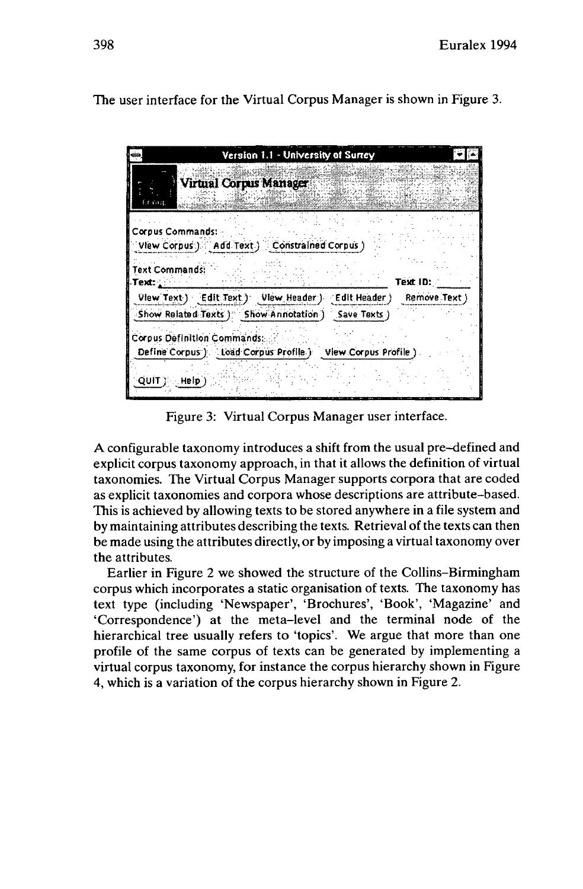The user interface for the Virtual Corpus Manager is shown in Figure 3.

Figure 3: Virtual Corpus Manager user interface.

A configurable taxonomy introduces a shift from the usual pre–defined and explicit corpus taxonomy approach, in that it allows the definition of virtual taxonomies. The Virtual Corpus Manager supports corpora that are coded as explicit taxonomies and corpora whose descriptions are attribute–based. This is achieved by allowing texts to be stored anywhere in a file system and by maintaining attributes describing the texts. Retrieval of the texts can then be made using the attributes directly, or by imposing a virtual taxonomy over the attributes.

Earlier in Figure 2 we showed the structure of the Collins–Birmingham corpus which incorporates a static organisation of texts. The taxonomy has text type (including 'Newspaper', 'Brochures', 'Book', 'Magazine' and 'Correspondence') at the meta–level and the terminal node of the hierarchical tree usually refers to 'topics'. We argue that more than one profile of the same corpus of texts can be generated by implementing a virtual corpus taxonomy, for instance the corpus hierarchy shown in Figure 4, which is a variation of the corpus hierarchy shown in Figure 2.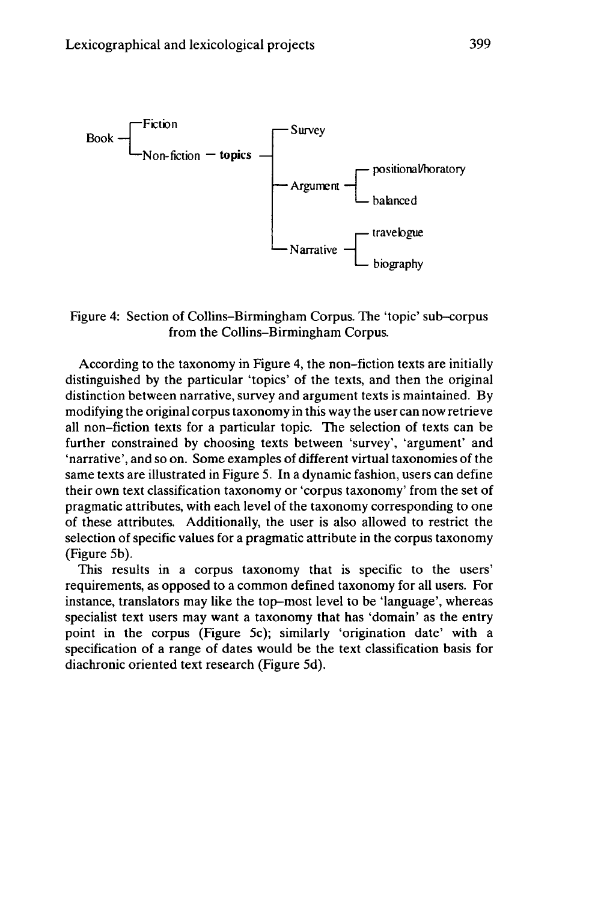```
      ┌─Fiction                    ┌─ Survey
Book ─┤                            │
      └─Non-fiction ─ topics ──────┤
                                   │             ┌─ positional/horatory
                                   ├─ Argument ──┤
                                   │             └─ balanced
                                   │
                                   │             ┌─ travelogue
                                   └─ Narrative ─┤
                                                 └─ biography
```

Figure 4: Section of Collins–Birmingham Corpus. The 'topic' sub–corpus from the Collins–Birmingham Corpus.

According to the taxonomy in Figure 4, the non–fiction texts are initially distinguished by the particular 'topics' of the texts, and then the original distinction between narrative, survey and argument texts is maintained. By modifying the original corpus taxonomy in this way the user can now retrieve all non–fiction texts for a particular topic. The selection of texts can be further constrained by choosing texts between 'survey', 'argument' and 'narrative', and so on. Some examples of different virtual taxonomies of the same texts are illustrated in Figure 5. In a dynamic fashion, users can define their own text classification taxonomy or 'corpus taxonomy' from the set of pragmatic attributes, with each level of the taxonomy corresponding to one of these attributes. Additionally, the user is also allowed to restrict the selection of specific values for a pragmatic attribute in the corpus taxonomy (Figure 5b).

This results in a corpus taxonomy that is specific to the users' requirements, as opposed to a common defined taxonomy for all users. For instance, translators may like the top–most level to be 'language', whereas specialist text users may want a taxonomy that has 'domain' as the entry point in the corpus (Figure 5c); similarly 'origination date' with a specification of a range of dates would be the text classification basis for diachronic oriented text research (Figure 5d).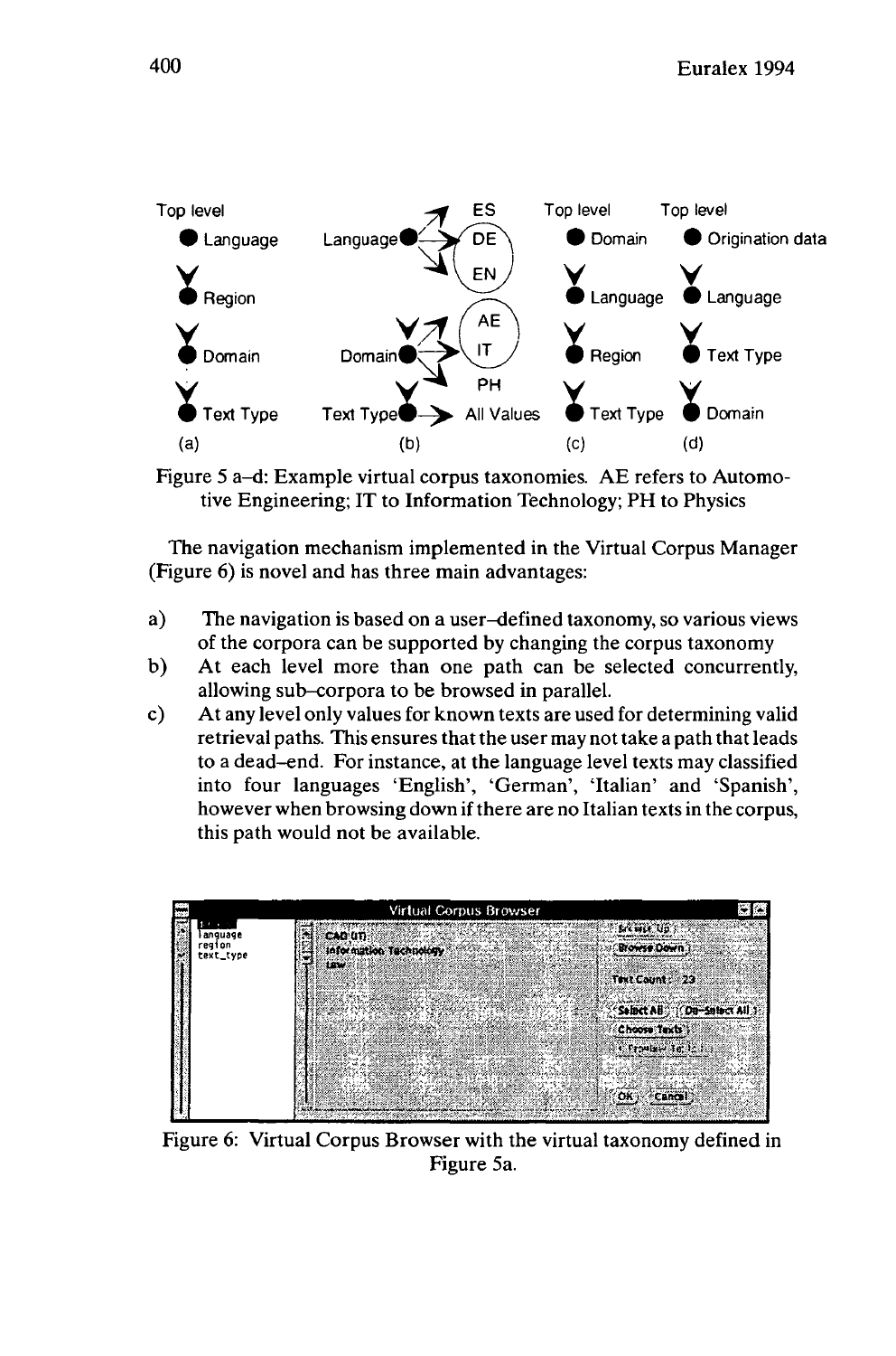Figure 5 a–d: Example virtual corpus taxonomies. AE refers to Automotive Engineering; IT to Information Technology; PH to Physics

The navigation mechanism implemented in the Virtual Corpus Manager (Figure 6) is novel and has three main advantages:

a) The navigation is based on a user–defined taxonomy, so various views of the corpora can be supported by changing the corpus taxonomy
b) At each level more than one path can be selected concurrently, allowing sub–corpora to be browsed in parallel.
c) At any level only values for known texts are used for determining valid retrieval paths. This ensures that the user may not take a path that leads to a dead–end. For instance, at the language level texts may classified into four languages 'English', 'German', 'Italian' and 'Spanish', however when browsing down if there are no Italian texts in the corpus, this path would not be available.

Figure 6: Virtual Corpus Browser with the virtual taxonomy defined in Figure 5a.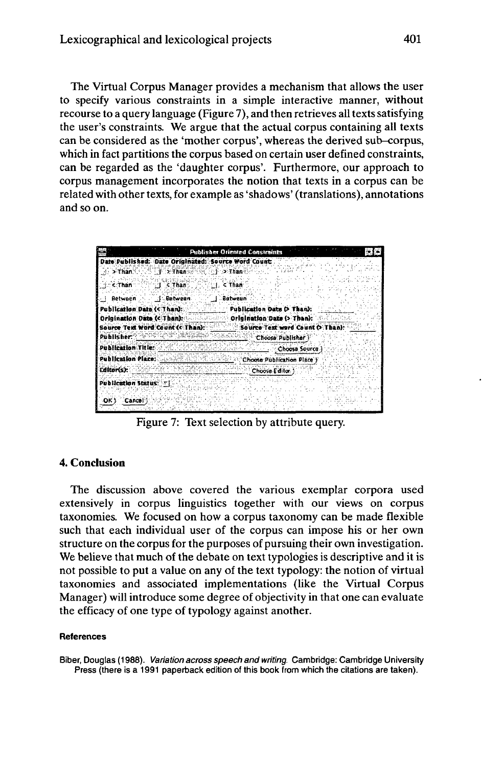The Virtual Corpus Manager provides a mechanism that allows the user to specify various constraints in a simple interactive manner, without recourse to a query language (Figure 7), and then retrieves all texts satisfying the user's constraints. We argue that the actual corpus containing all texts can be considered as the 'mother corpus', whereas the derived sub–corpus, which in fact partitions the corpus based on certain user defined constraints, can be regarded as the 'daughter corpus'. Furthermore, our approach to corpus management incorporates the notion that texts in a corpus can be related with other texts, for example as 'shadows' (translations), annotations and so on.

Figure 7: Text selection by attribute query.

## 4. Conclusion

The discussion above covered the various exemplar corpora used extensively in corpus linguistics together with our views on corpus taxonomies. We focused on how a corpus taxonomy can be made flexible such that each individual user of the corpus can impose his or her own structure on the corpus for the purposes of pursuing their own investigation. We believe that much of the debate on text typologies is descriptive and it is not possible to put a value on any of the text typology: the notion of virtual taxonomies and associated implementations (like the Virtual Corpus Manager) will introduce some degree of objectivity in that one can evaluate the efficacy of one type of typology against another.

### References

Biber, Douglas (1988). *Variation across speech and writing.* Cambridge: Cambridge University Press (there is a 1991 paperback edition of this book from which the citations are taken).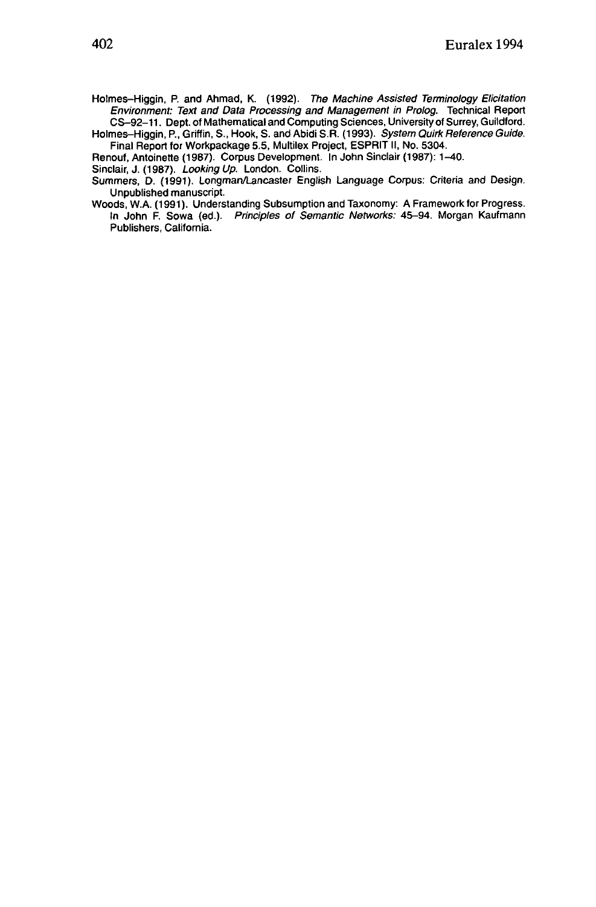Holmes–Higgin, P. and Ahmad, K. (1992). *The Machine Assisted Terminology Elicitation Environment: Text and Data Processing and Management in Prolog.* Technical Report CS–92–11. Dept. of Mathematical and Computing Sciences, University of Surrey, Guildford.

Holmes–Higgin, P., Griffin, S., Hook, S. and Abidi S.R. (1993). *System Quirk Reference Guide.* Final Report for Workpackage 5.5, Multilex Project, ESPRIT II, No. 5304.

Renouf, Antoinette (1987). Corpus Development. In John Sinclair (1987): 1–40.

Sinclair, J. (1987). *Looking Up.* London. Collins.

Summers, D. (1991). Longman/Lancaster English Language Corpus: Criteria and Design. Unpublished manuscript.

Woods, W.A. (1991). Understanding Subsumption and Taxonomy: A Framework for Progress. In John F. Sowa (ed.). *Principles of Semantic Networks:* 45–94. Morgan Kaufmann Publishers, California.